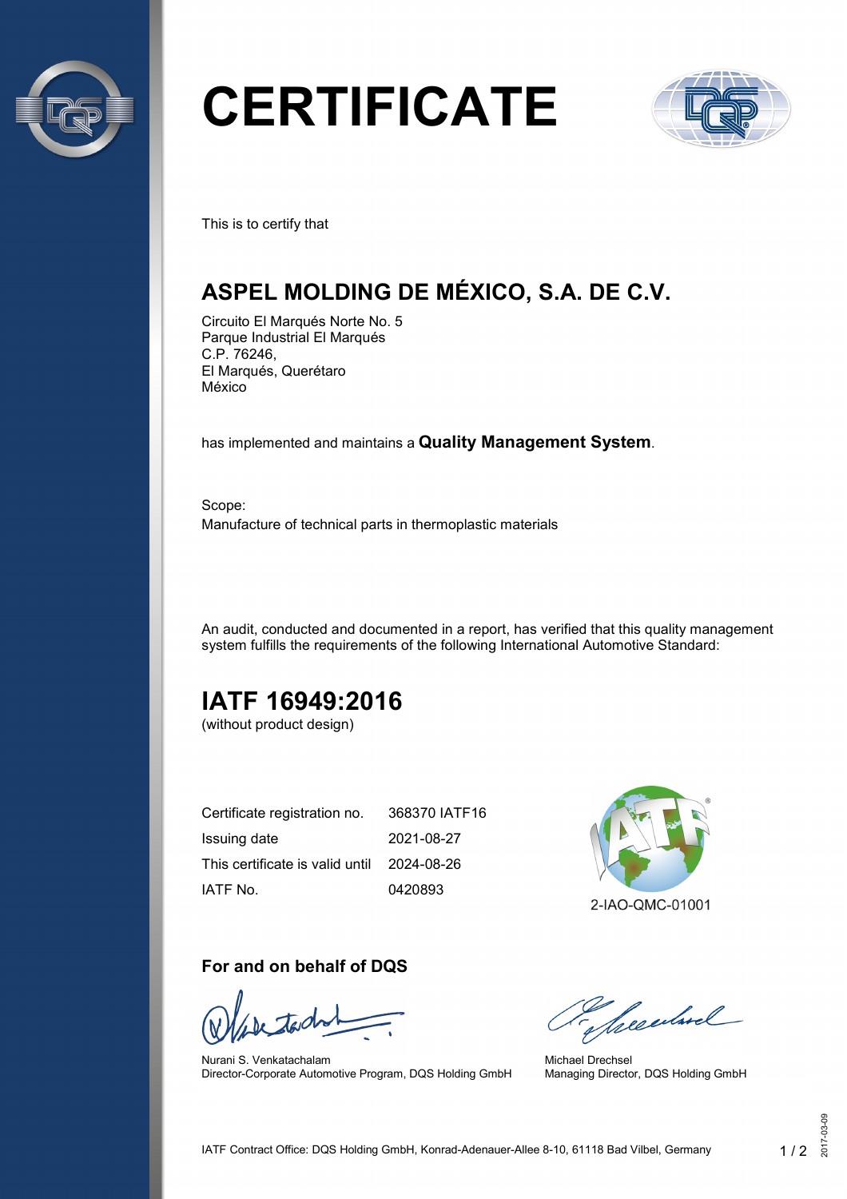# CERTIFICATE

This is to certify that

## ASPEL MOLDING DE MÉXICO, S.A. DE C.V.

Circuito El Marqués Norte No. 5
Parque Industrial El Marqués
C.P. 76246,
El Marqués, Querétaro
México

has implemented and maintains a **Quality Management System**.

Scope:
Manufacture of technical parts in thermoplastic materials

An audit, conducted and documented in a report, has verified that this quality management system fulfills the requirements of the following International Automotive Standard:

## IATF 16949:2016

(without product design)

| | |
|---|---|
| Certificate registration no. | 368370 IATF16 |
| Issuing date | 2021-08-27 |
| This certificate is valid until | 2024-08-26 |
| IATF No. | 0420893 |

2-IAO-QMC-01001

### For and on behalf of DQS

Nurani S. Venkatachalam
Director-Corporate Automotive Program, DQS Holding GmbH

Michael Drechsel
Managing Director, DQS Holding GmbH

IATF Contract Office: DQS Holding GmbH, Konrad-Adenauer-Allee 8-10, 61118 Bad Vilbel, Germany

2017-03-09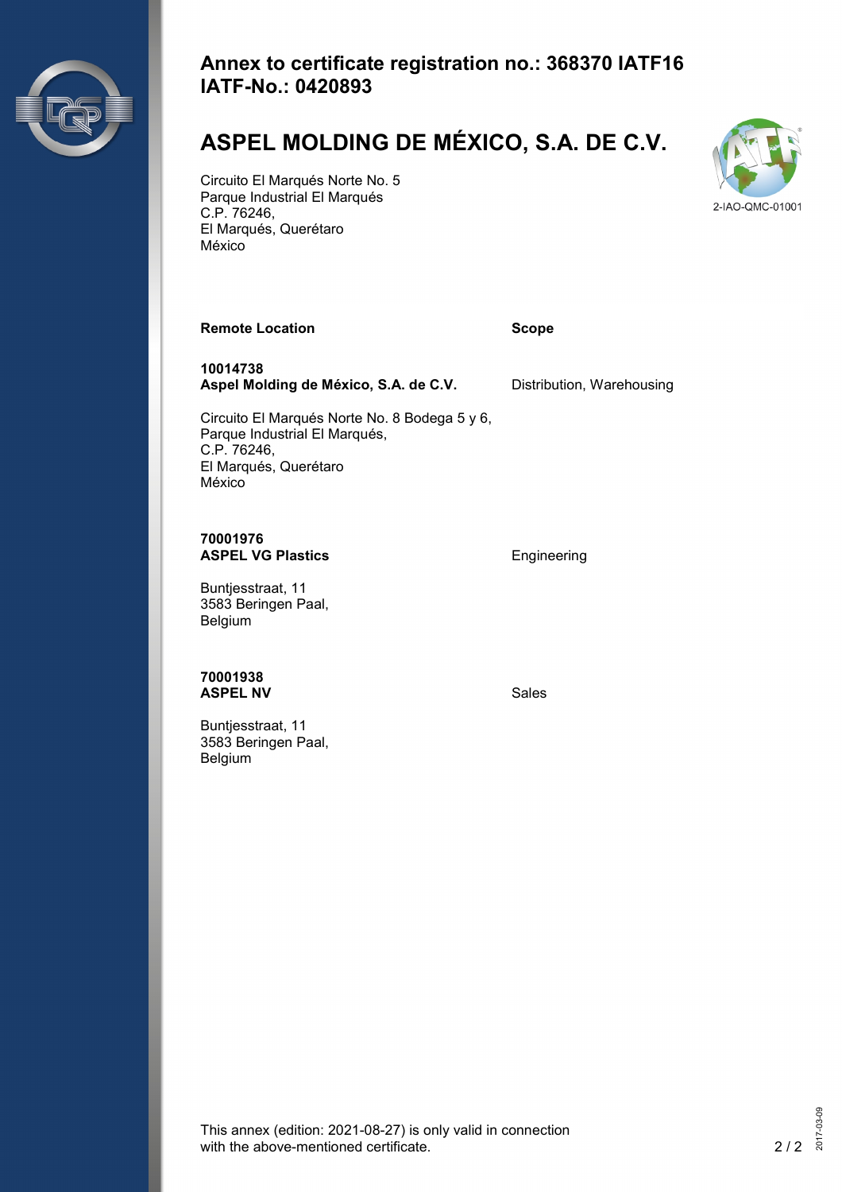# Annex to certificate registration no.: 368370 IATF16
# IATF-No.: 0420893

## ASPEL MOLDING DE MÉXICO, S.A. DE C.V.

Circuito El Marqués Norte No. 5
Parque Industrial El Marqués
C.P. 76246,
El Marqués, Querétaro
México

2-IAO-QMC-01001

| Remote Location | Scope |
| --- | --- |
| **10014738**<br>**Aspel Molding de México, S.A. de C.V.**<br><br>Circuito El Marqués Norte No. 8 Bodega 5 y 6,<br>Parque Industrial El Marqués,<br>C.P. 76246,<br>El Marqués, Querétaro<br>México | Distribution, Warehousing |
| **70001976**<br>**ASPEL VG Plastics**<br><br>Buntjesstraat, 11<br>3583 Beringen Paal,<br>Belgium | Engineering |
| **70001938**<br>**ASPEL NV**<br><br>Buntjesstraat, 11<br>3583 Beringen Paal,<br>Belgium | Sales |

This annex (edition: 2021-08-27) is only valid in connection with the above-mentioned certificate.

2017-03-09